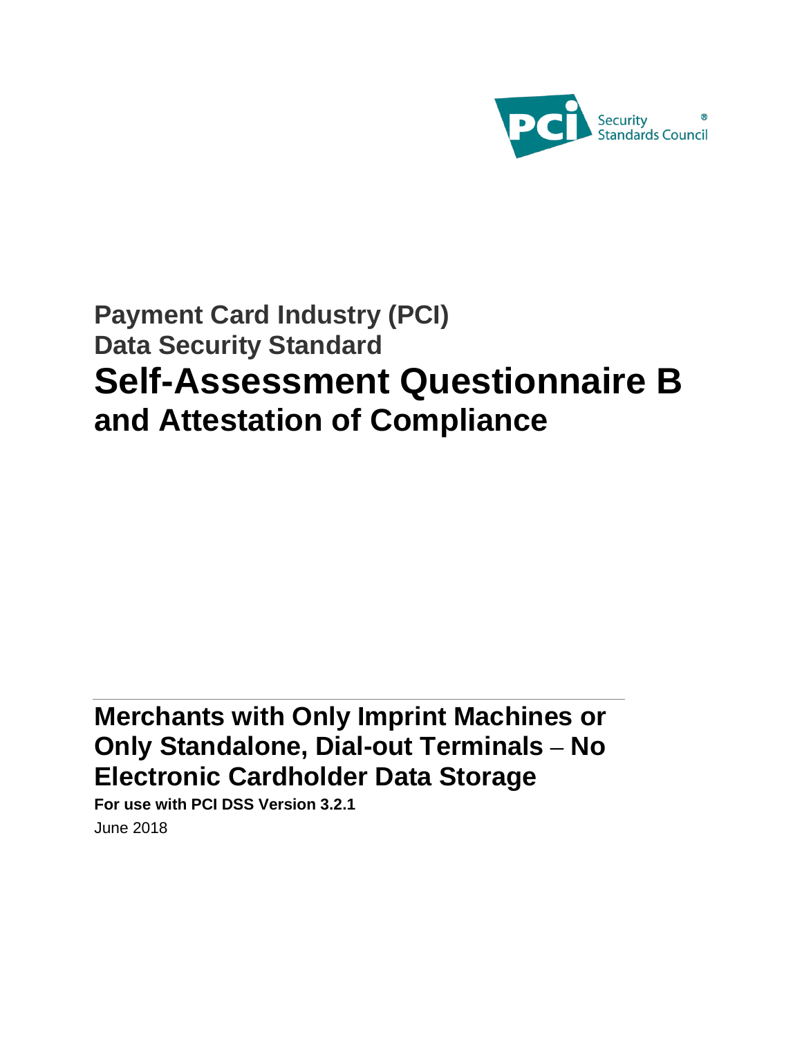PCI Security Standards Council®

# Payment Card Industry (PCI) Data Security Standard

# Self-Assessment Questionnaire B and Attestation of Compliance

## Merchants with Only Imprint Machines or Only Standalone, Dial-out Terminals – No Electronic Cardholder Data Storage

**For use with PCI DSS Version 3.2.1**

June 2018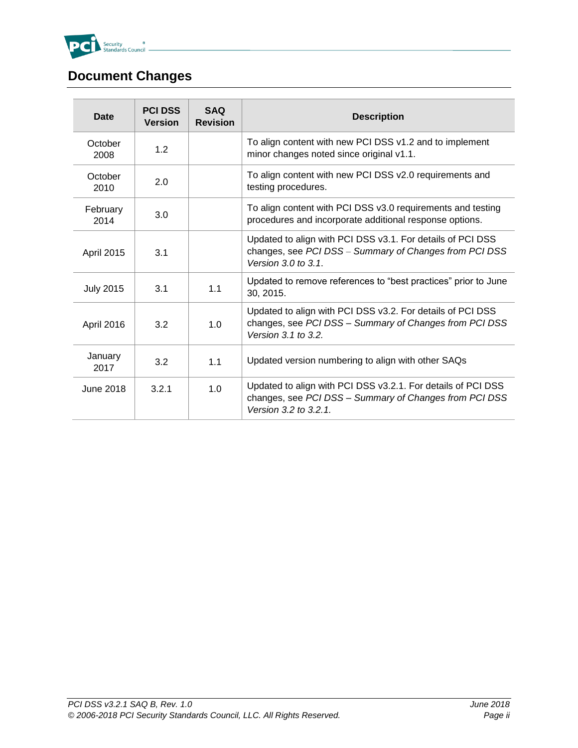# Document Changes

| Date | PCI DSS Version | SAQ Revision | Description |
|---|---|---|---|
| October 2008 | 1.2 | | To align content with new PCI DSS v1.2 and to implement minor changes noted since original v1.1. |
| October 2010 | 2.0 | | To align content with new PCI DSS v2.0 requirements and testing procedures. |
| February 2014 | 3.0 | | To align content with PCI DSS v3.0 requirements and testing procedures and incorporate additional response options. |
| April 2015 | 3.1 | | Updated to align with PCI DSS v3.1. For details of PCI DSS changes, see *PCI DSS – Summary of Changes from PCI DSS Version 3.0 to 3.1*. |
| July 2015 | 3.1 | 1.1 | Updated to remove references to “best practices” prior to June 30, 2015. |
| April 2016 | 3.2 | 1.0 | Updated to align with PCI DSS v3.2. For details of PCI DSS changes, see *PCI DSS – Summary of Changes from PCI DSS Version 3.1 to 3.2.* |
| January 2017 | 3.2 | 1.1 | Updated version numbering to align with other SAQs |
| June 2018 | 3.2.1 | 1.0 | Updated to align with PCI DSS v3.2.1. For details of PCI DSS changes, see *PCI DSS – Summary of Changes from PCI DSS Version 3.2 to 3.2.1.* |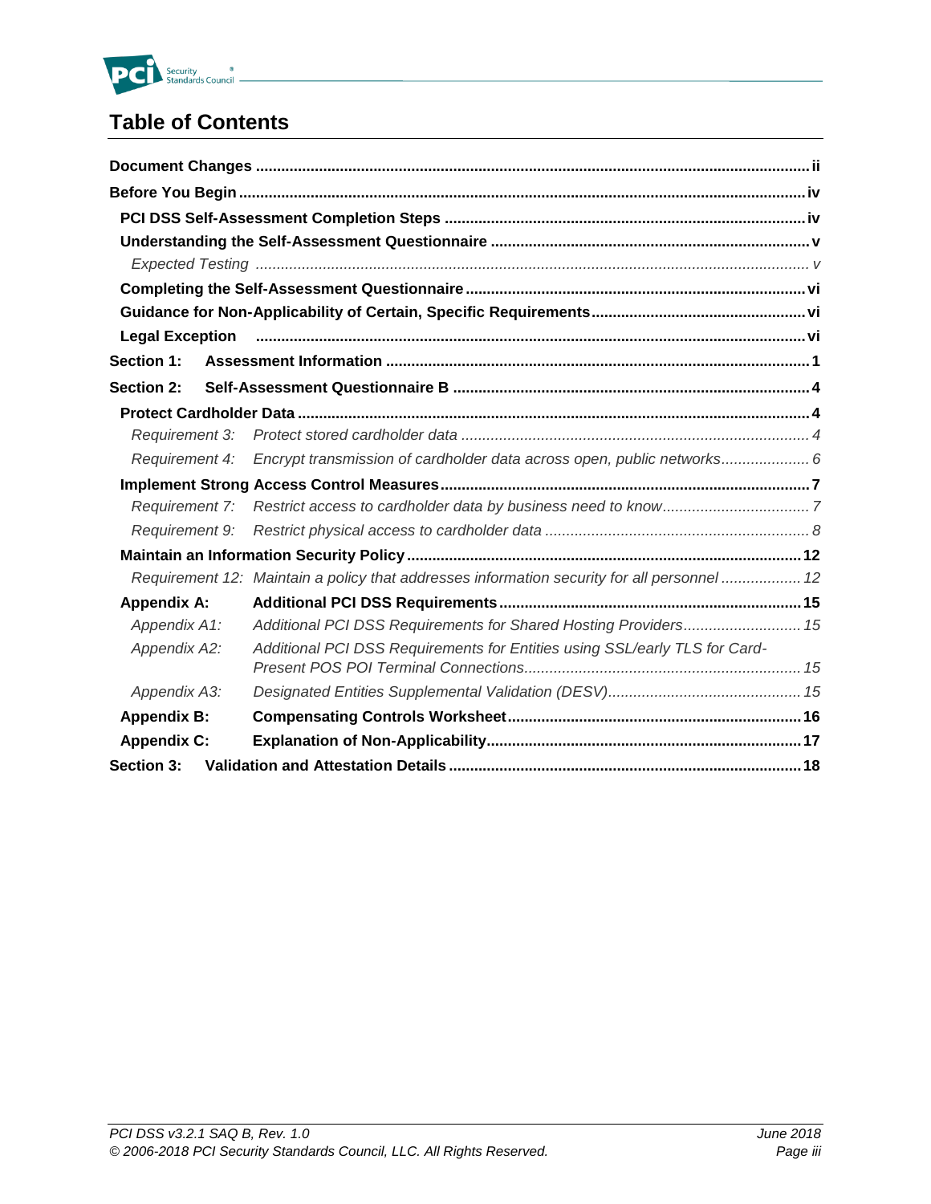# Table of Contents

**Document Changes** ..... ii

**Before You Begin** ..... iv

- **PCI DSS Self-Assessment Completion Steps** ..... iv
- **Understanding the Self-Assessment Questionnaire** ..... v
  - *Expected Testing* ..... v
- **Completing the Self-Assessment Questionnaire** ..... vi
- **Guidance for Non-Applicability of Certain, Specific Requirements** ..... vi
- **Legal Exception** ..... vi

**Section 1: Assessment Information** ..... 1

**Section 2: Self-Assessment Questionnaire B** ..... 4

- **Protect Cardholder Data** ..... 4
  - *Requirement 3: Protect stored cardholder data* ..... 4
  - *Requirement 4: Encrypt transmission of cardholder data across open, public networks* ..... 6
- **Implement Strong Access Control Measures** ..... 7
  - *Requirement 7: Restrict access to cardholder data by business need to know* ..... 7
  - *Requirement 9: Restrict physical access to cardholder data* ..... 8
- **Maintain an Information Security Policy** ..... 12
  - *Requirement 12: Maintain a policy that addresses information security for all personnel* ..... 12
- **Appendix A: Additional PCI DSS Requirements** ..... 15
  - *Appendix A1: Additional PCI DSS Requirements for Shared Hosting Providers* ..... 15
  - *Appendix A2: Additional PCI DSS Requirements for Entities using SSL/early TLS for Card-Present POS POI Terminal Connections* ..... 15
  - *Appendix A3: Designated Entities Supplemental Validation (DESV)* ..... 15
- **Appendix B: Compensating Controls Worksheet** ..... 16
- **Appendix C: Explanation of Non-Applicability** ..... 17

**Section 3: Validation and Attestation Details** ..... 18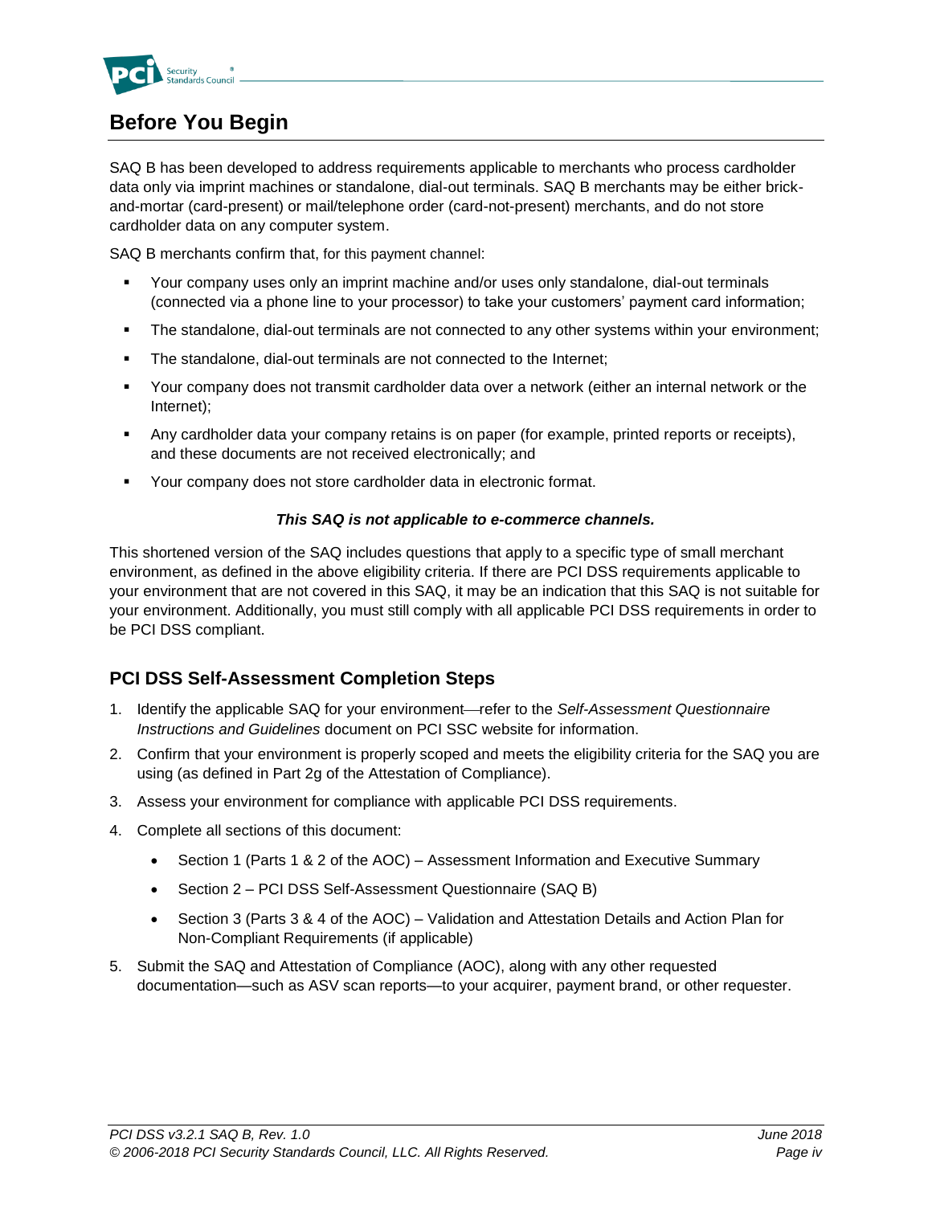# Before You Begin

SAQ B has been developed to address requirements applicable to merchants who process cardholder data only via imprint machines or standalone, dial-out terminals. SAQ B merchants may be either brick-and-mortar (card-present) or mail/telephone order (card-not-present) merchants, and do not store cardholder data on any computer system.

SAQ B merchants confirm that, for this payment channel:

- Your company uses only an imprint machine and/or uses only standalone, dial-out terminals (connected via a phone line to your processor) to take your customers' payment card information;
- The standalone, dial-out terminals are not connected to any other systems within your environment;
- The standalone, dial-out terminals are not connected to the Internet;
- Your company does not transmit cardholder data over a network (either an internal network or the Internet);
- Any cardholder data your company retains is on paper (for example, printed reports or receipts), and these documents are not received electronically; and
- Your company does not store cardholder data in electronic format.

***This SAQ is not applicable to e-commerce channels.***

This shortened version of the SAQ includes questions that apply to a specific type of small merchant environment, as defined in the above eligibility criteria. If there are PCI DSS requirements applicable to your environment that are not covered in this SAQ, it may be an indication that this SAQ is not suitable for your environment. Additionally, you must still comply with all applicable PCI DSS requirements in order to be PCI DSS compliant.

## PCI DSS Self-Assessment Completion Steps

1. Identify the applicable SAQ for your environment—refer to the *Self-Assessment Questionnaire Instructions and Guidelines* document on PCI SSC website for information.
2. Confirm that your environment is properly scoped and meets the eligibility criteria for the SAQ you are using (as defined in Part 2g of the Attestation of Compliance).
3. Assess your environment for compliance with applicable PCI DSS requirements.
4. Complete all sections of this document:
   - Section 1 (Parts 1 & 2 of the AOC) – Assessment Information and Executive Summary
   - Section 2 – PCI DSS Self-Assessment Questionnaire (SAQ B)
   - Section 3 (Parts 3 & 4 of the AOC) – Validation and Attestation Details and Action Plan for Non-Compliant Requirements (if applicable)
5. Submit the SAQ and Attestation of Compliance (AOC), along with any other requested documentation—such as ASV scan reports—to your acquirer, payment brand, or other requester.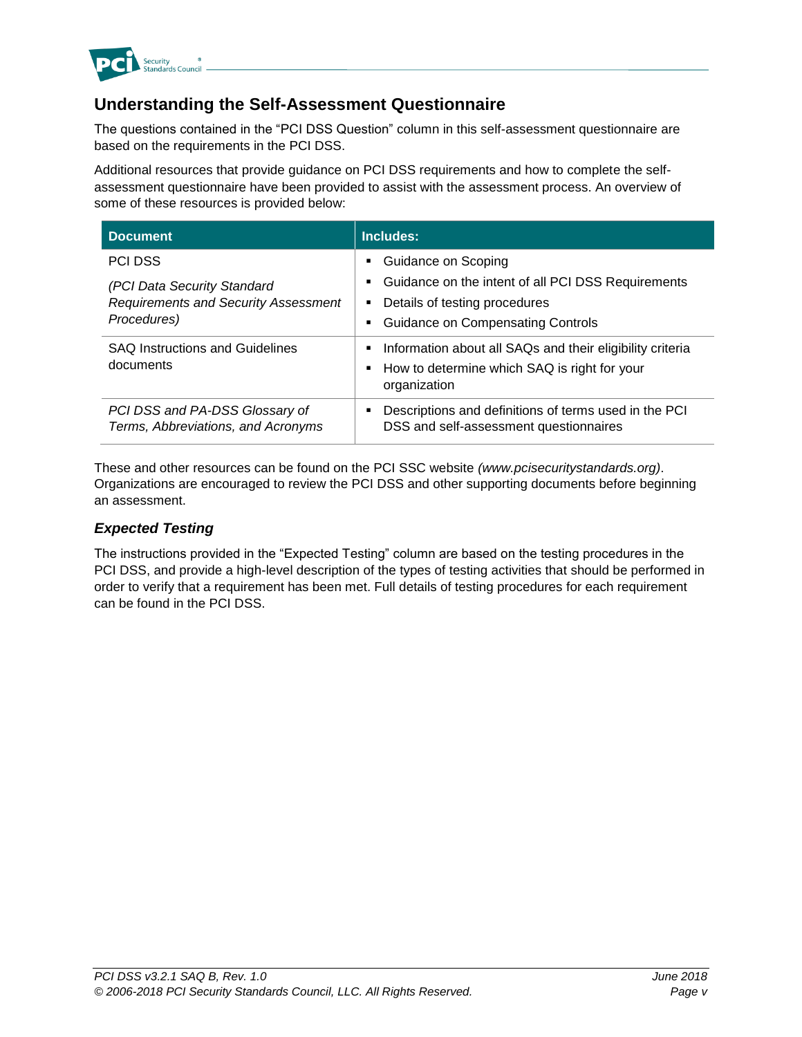## Understanding the Self-Assessment Questionnaire

The questions contained in the "PCI DSS Question" column in this self-assessment questionnaire are based on the requirements in the PCI DSS.

Additional resources that provide guidance on PCI DSS requirements and how to complete the self-assessment questionnaire have been provided to assist with the assessment process. An overview of some of these resources is provided below:

| Document | Includes: |
|---|---|
| PCI DSS<br><br>*(PCI Data Security Standard Requirements and Security Assessment Procedures)* | ▪ Guidance on Scoping<br>▪ Guidance on the intent of all PCI DSS Requirements<br>▪ Details of testing procedures<br>▪ Guidance on Compensating Controls |
| SAQ Instructions and Guidelines documents | ▪ Information about all SAQs and their eligibility criteria<br>▪ How to determine which SAQ is right for your organization |
| *PCI DSS and PA-DSS Glossary of Terms, Abbreviations, and Acronyms* | ▪ Descriptions and definitions of terms used in the PCI DSS and self-assessment questionnaires |

These and other resources can be found on the PCI SSC website *(www.pcisecuritystandards.org)*. Organizations are encouraged to review the PCI DSS and other supporting documents before beginning an assessment.

### *Expected Testing*

The instructions provided in the "Expected Testing" column are based on the testing procedures in the PCI DSS, and provide a high-level description of the types of testing activities that should be performed in order to verify that a requirement has been met. Full details of testing procedures for each requirement can be found in the PCI DSS.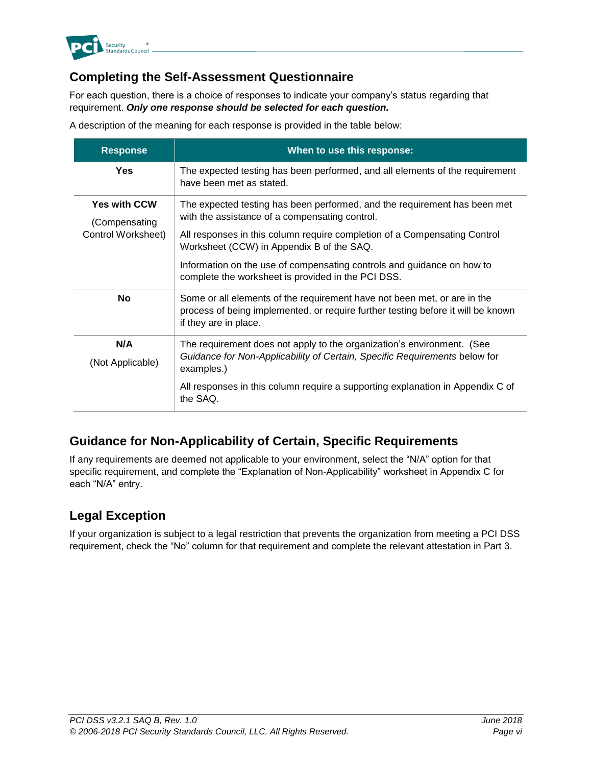## Completing the Self-Assessment Questionnaire

For each question, there is a choice of responses to indicate your company's status regarding that requirement. ***Only one response should be selected for each question.***

A description of the meaning for each response is provided in the table below:

| Response | When to use this response: |
|---|---|
| **Yes** | The expected testing has been performed, and all elements of the requirement have been met as stated. |
| **Yes with CCW** (Compensating Control Worksheet) | The expected testing has been performed, and the requirement has been met with the assistance of a compensating control. All responses in this column require completion of a Compensating Control Worksheet (CCW) in Appendix B of the SAQ. Information on the use of compensating controls and guidance on how to complete the worksheet is provided in the PCI DSS. |
| **No** | Some or all elements of the requirement have not been met, or are in the process of being implemented, or require further testing before it will be known if they are in place. |
| **N/A** (Not Applicable) | The requirement does not apply to the organization's environment. (See *Guidance for Non-Applicability of Certain, Specific Requirements* below for examples.) All responses in this column require a supporting explanation in Appendix C of the SAQ. |

### Guidance for Non-Applicability of Certain, Specific Requirements

If any requirements are deemed not applicable to your environment, select the "N/A" option for that specific requirement, and complete the "Explanation of Non-Applicability" worksheet in Appendix C for each "N/A" entry.

### Legal Exception

If your organization is subject to a legal restriction that prevents the organization from meeting a PCI DSS requirement, check the "No" column for that requirement and complete the relevant attestation in Part 3.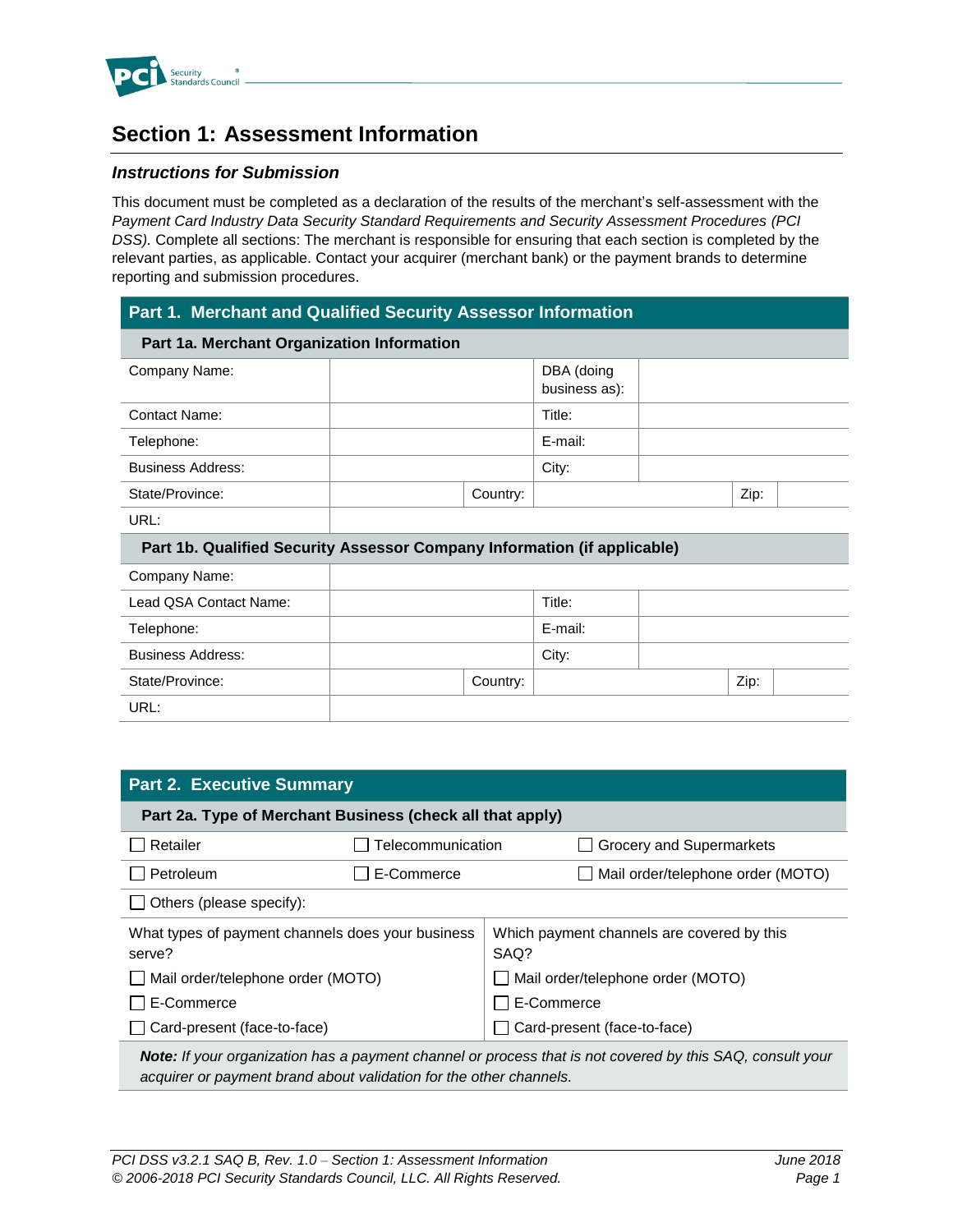## Section 1: Assessment Information

### *Instructions for Submission*

This document must be completed as a declaration of the results of the merchant's self-assessment with the *Payment Card Industry Data Security Standard Requirements and Security Assessment Procedures (PCI DSS).* Complete all sections: The merchant is responsible for ensuring that each section is completed by the relevant parties, as applicable. Contact your acquirer (merchant bank) or the payment brands to determine reporting and submission procedures.

| **Part 1. Merchant and Qualified Security Assessor Information** | | | | | |
|---|---|---|---|---|---|
| **Part 1a. Merchant Organization Information** | | | | | |
| Company Name: | | | DBA (doing business as): | | |
| Contact Name: | | | Title: | | |
| Telephone: | | | E-mail: | | |
| Business Address: | | | City: | | |
| State/Province: | | Country: | | Zip: | |
| URL: | | | | | |
| **Part 1b. Qualified Security Assessor Company Information (if applicable)** | | | | | |
| Company Name: | | | | | |
| Lead QSA Contact Name: | | | Title: | | |
| Telephone: | | | E-mail: | | |
| Business Address: | | | City: | | |
| State/Province: | | Country: | | Zip: | |
| URL: | | | | | |

| **Part 2. Executive Summary** | | |
|---|---|---|
| **Part 2a. Type of Merchant Business (check all that apply)** | | |
| ☐ Retailer | ☐ Telecommunication | ☐ Grocery and Supermarkets |
| ☐ Petroleum | ☐ E-Commerce | ☐ Mail order/telephone order (MOTO) |
| ☐ Others (please specify): | | |

| | |
|---|---|
| What types of payment channels does your business serve? | Which payment channels are covered by this SAQ? |
| ☐ Mail order/telephone order (MOTO) | ☐ Mail order/telephone order (MOTO) |
| ☐ E-Commerce | ☐ E-Commerce |
| ☐ Card-present (face-to-face) | ☐ Card-present (face-to-face) |

***Note:** If your organization has a payment channel or process that is not covered by this SAQ, consult your acquirer or payment brand about validation for the other channels.*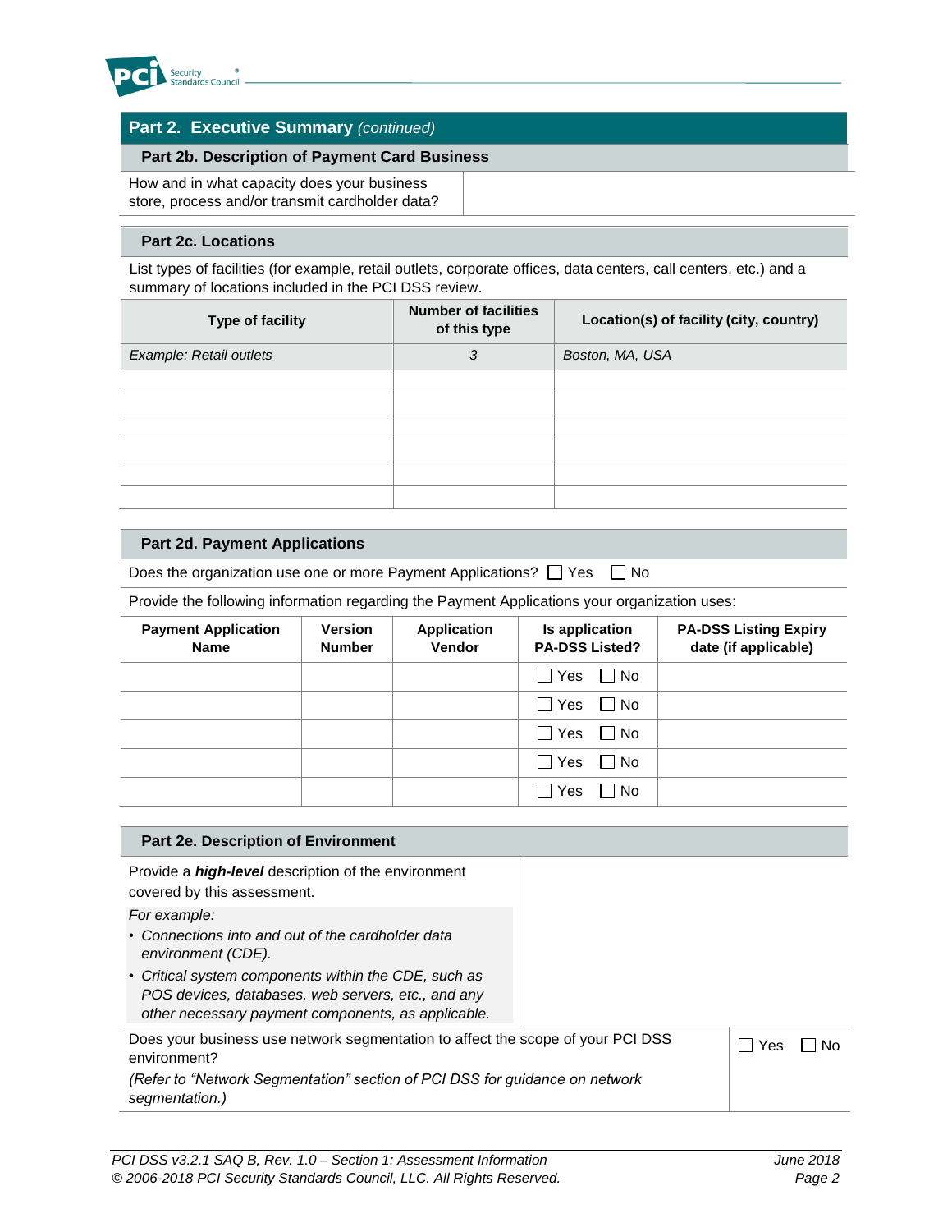## Part 2. Executive Summary *(continued)*

### Part 2b. Description of Payment Card Business

| | |
|---|---|
| How and in what capacity does your business store, process and/or transmit cardholder data? | |

### Part 2c. Locations

List types of facilities (for example, retail outlets, corporate offices, data centers, call centers, etc.) and a summary of locations included in the PCI DSS review.

| Type of facility | Number of facilities of this type | Location(s) of facility (city, country) |
|---|---|---|
| *Example: Retail outlets* | *3* | *Boston, MA, USA* |
| | | |
| | | |
| | | |
| | | |
| | | |
| | | |

### Part 2d. Payment Applications

Does the organization use one or more Payment Applications? ☐ Yes ☐ No

Provide the following information regarding the Payment Applications your organization uses:

| Payment Application Name | Version Number | Application Vendor | Is application PA-DSS Listed? | PA-DSS Listing Expiry date (if applicable) |
|---|---|---|---|---|
| | | | ☐ Yes ☐ No | |
| | | | ☐ Yes ☐ No | |
| | | | ☐ Yes ☐ No | |
| | | | ☐ Yes ☐ No | |
| | | | ☐ Yes ☐ No | |

### Part 2e. Description of Environment

| | |
|---|---|
| Provide a ***high-level*** description of the environment covered by this assessment.<br>*For example:*<br>• *Connections into and out of the cardholder data environment (CDE).*<br>• *Critical system components within the CDE, such as POS devices, databases, web servers, etc., and any other necessary payment components, as applicable.* | |
| Does your business use network segmentation to affect the scope of your PCI DSS environment?<br>*(Refer to "Network Segmentation" section of PCI DSS for guidance on network segmentation.)* | ☐ Yes ☐ No |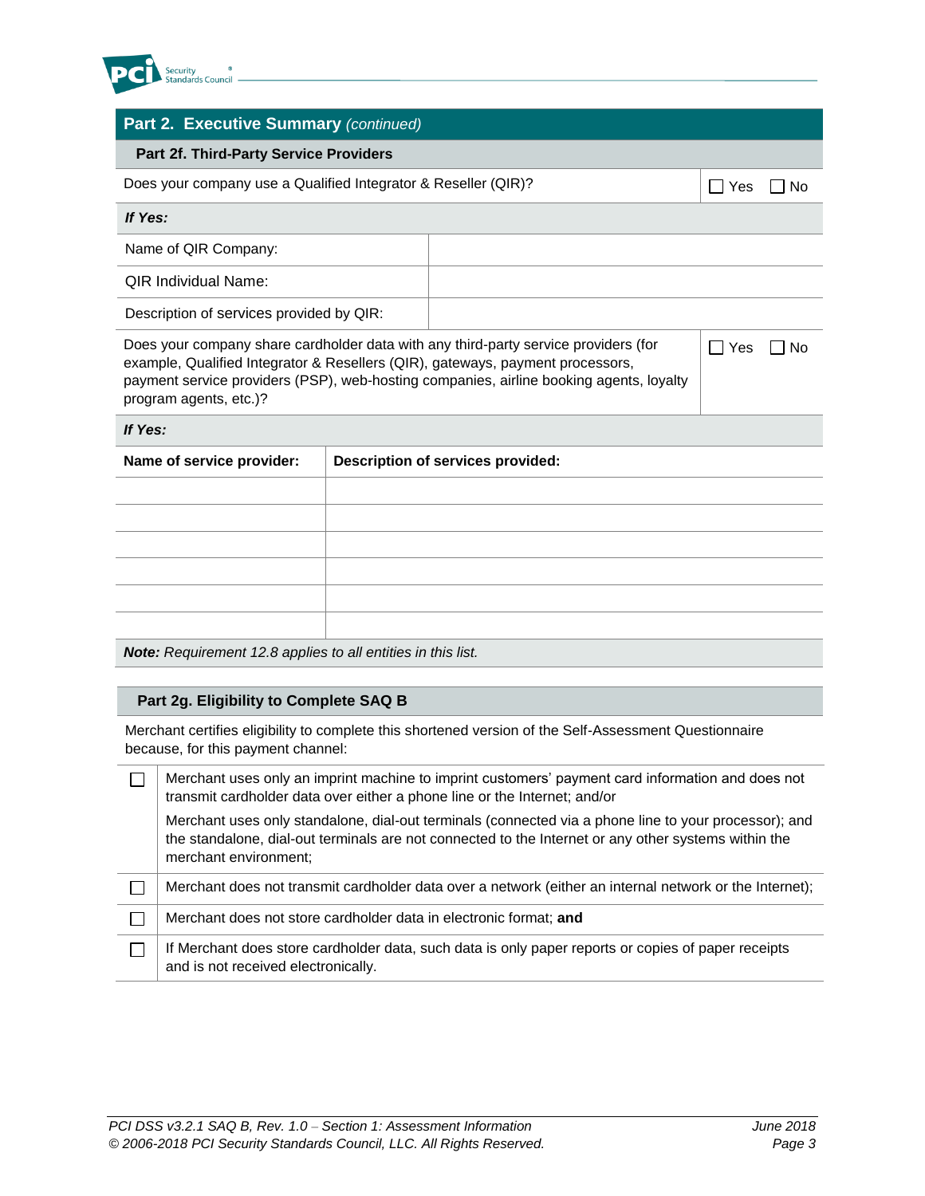## Part 2. Executive Summary *(continued)*

### Part 2f. Third-Party Service Providers

| | |
|---|---|
| Does your company use a Qualified Integrator & Reseller (QIR)? | ☐ Yes ☐ No |

***If Yes:***

| | |
|---|---|
| Name of QIR Company: | |
| QIR Individual Name: | |
| Description of services provided by QIR: | |

| | |
|---|---|
| Does your company share cardholder data with any third-party service providers (for example, Qualified Integrator & Resellers (QIR), gateways, payment processors, payment service providers (PSP), web-hosting companies, airline booking agents, loyalty program agents, etc.)? | ☐ Yes ☐ No |

***If Yes:***

| **Name of service provider:** | **Description of services provided:** |
|---|---|
| | |
| | |
| | |
| | |
| | |
| | |

***Note:*** *Requirement 12.8 applies to all entities in this list.*

### Part 2g. Eligibility to Complete SAQ B

Merchant certifies eligibility to complete this shortened version of the Self-Assessment Questionnaire because, for this payment channel:

| | |
|---|---|
| ☐ | Merchant uses only an imprint machine to imprint customers' payment card information and does not transmit cardholder data over either a phone line or the Internet; and/or<br><br>Merchant uses only standalone, dial-out terminals (connected via a phone line to your processor); and the standalone, dial-out terminals are not connected to the Internet or any other systems within the merchant environment; |
| ☐ | Merchant does not transmit cardholder data over a network (either an internal network or the Internet); |
| ☐ | Merchant does not store cardholder data in electronic format; **and** |
| ☐ | If Merchant does store cardholder data, such data is only paper reports or copies of paper receipts and is not received electronically. |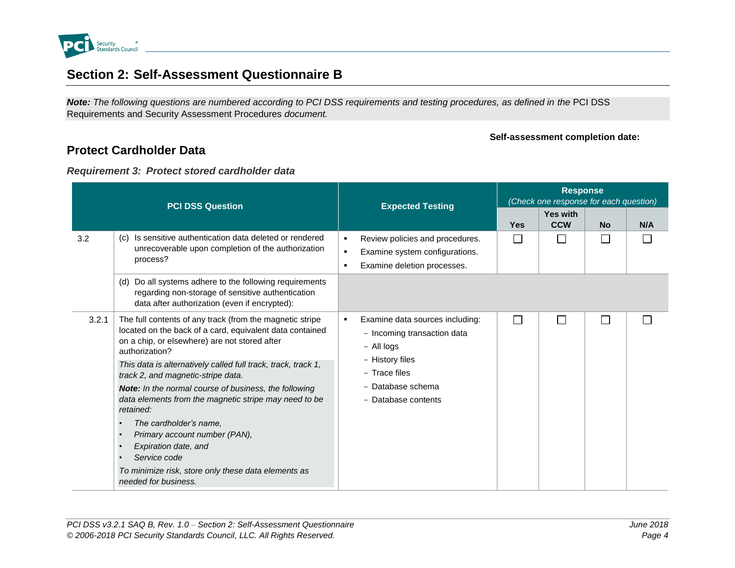## Section 2: Self-Assessment Questionnaire B

***Note:*** *The following questions are numbered according to PCI DSS requirements and testing procedures, as defined in the* PCI DSS Requirements and Security Assessment Procedures *document.*

**Self-assessment completion date:**

### Protect Cardholder Data

#### *Requirement 3: Protect stored cardholder data*

| PCI DSS Question | | Expected Testing | Response *(Check one response for each question)* | | | |
|---|---|---|---|---|---|---|
| | | | **Yes** | **Yes with CCW** | **No** | **N/A** |
| 3.2 | (c) Is sensitive authentication data deleted or rendered unrecoverable upon completion of the authorization process? | ▪ Review policies and procedures.<br>▪ Examine system configurations.<br>▪ Examine deletion processes. | ☐ | ☐ | ☐ | ☐ |
| | (d) Do all systems adhere to the following requirements regarding non-storage of sensitive authentication data after authorization (even if encrypted): | | | | | |
| 3.2.1 | The full contents of any track (from the magnetic stripe located on the back of a card, equivalent data contained on a chip, or elsewhere) are not stored after authorization?<br><br>*This data is alternatively called full track, track, track 1, track 2, and magnetic-stripe data.*<br><br>***Note:*** *In the normal course of business, the following data elements from the magnetic stripe may need to be retained:*<br>• *The cardholder's name,*<br>• *Primary account number (PAN),*<br>• *Expiration date, and*<br>• *Service code*<br><br>*To minimize risk, store only these data elements as needed for business.* | ▪ Examine data sources including:<br>− Incoming transaction data<br>− All logs<br>− History files<br>− Trace files<br>− Database schema<br>− Database contents | ☐ | ☐ | ☐ | ☐ |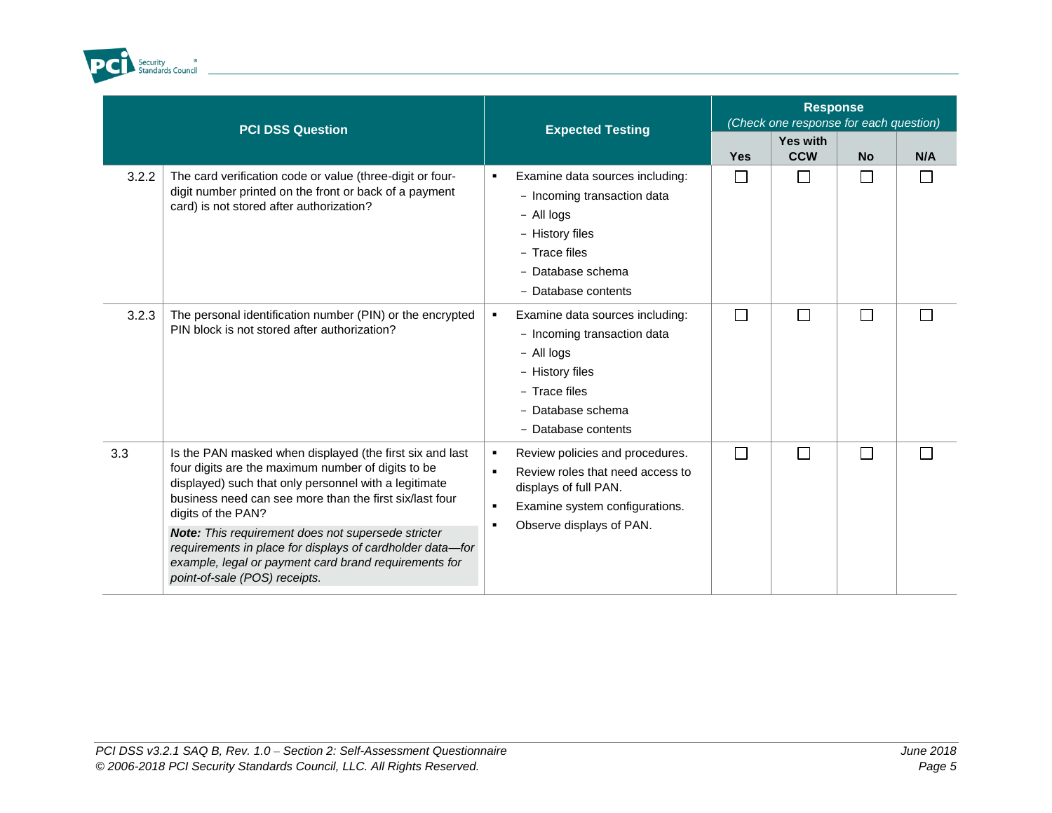| PCI DSS Question | | Expected Testing | Response (Check one response for each question) | | | |
|---|---|---|---|---|---|---|
| | | | Yes | Yes with CCW | No | N/A |
| 3.2.2 | The card verification code or value (three-digit or four-digit number printed on the front or back of a payment card) is not stored after authorization? | ▪ Examine data sources including:<br>− Incoming transaction data<br>− All logs<br>− History files<br>− Trace files<br>− Database schema<br>− Database contents | ☐ | ☐ | ☐ | ☐ |
| 3.2.3 | The personal identification number (PIN) or the encrypted PIN block is not stored after authorization? | ▪ Examine data sources including:<br>− Incoming transaction data<br>− All logs<br>− History files<br>− Trace files<br>− Database schema<br>− Database contents | ☐ | ☐ | ☐ | ☐ |
| 3.3 | Is the PAN masked when displayed (the first six and last four digits are the maximum number of digits to be displayed) such that only personnel with a legitimate business need can see more than the first six/last four digits of the PAN?<br>***Note:*** *This requirement does not supersede stricter requirements in place for displays of cardholder data—for example, legal or payment card brand requirements for point-of-sale (POS) receipts.* | ▪ Review policies and procedures.<br>▪ Review roles that need access to displays of full PAN.<br>▪ Examine system configurations.<br>▪ Observe displays of PAN. | ☐ | ☐ | ☐ | ☐ |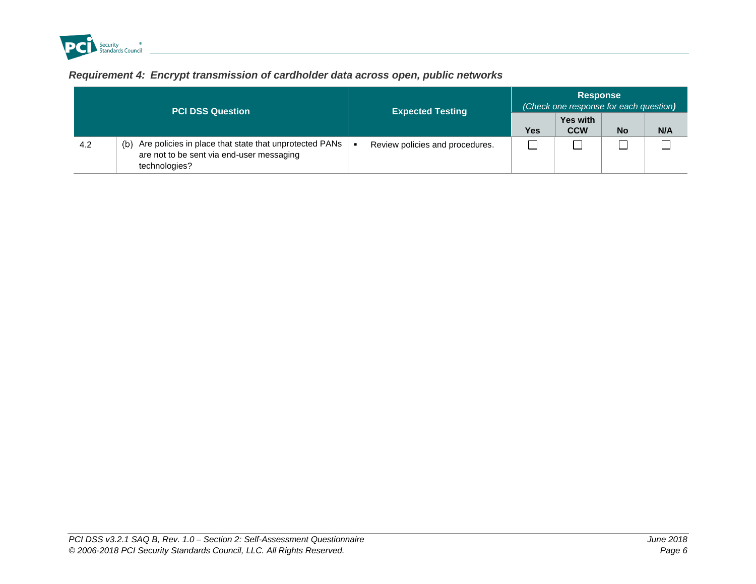### *Requirement 4: Encrypt transmission of cardholder data across open, public networks*

| PCI DSS Question | | Expected Testing | Response *(Check one response for each question)* | | | |
|---|---|---|---|---|---|---|
| | | | Yes | Yes with CCW | No | N/A |
| 4.2 | (b) Are policies in place that state that unprotected PANs are not to be sent via end-user messaging technologies? | ▪ Review policies and procedures. | ☐ | ☐ | ☐ | ☐ |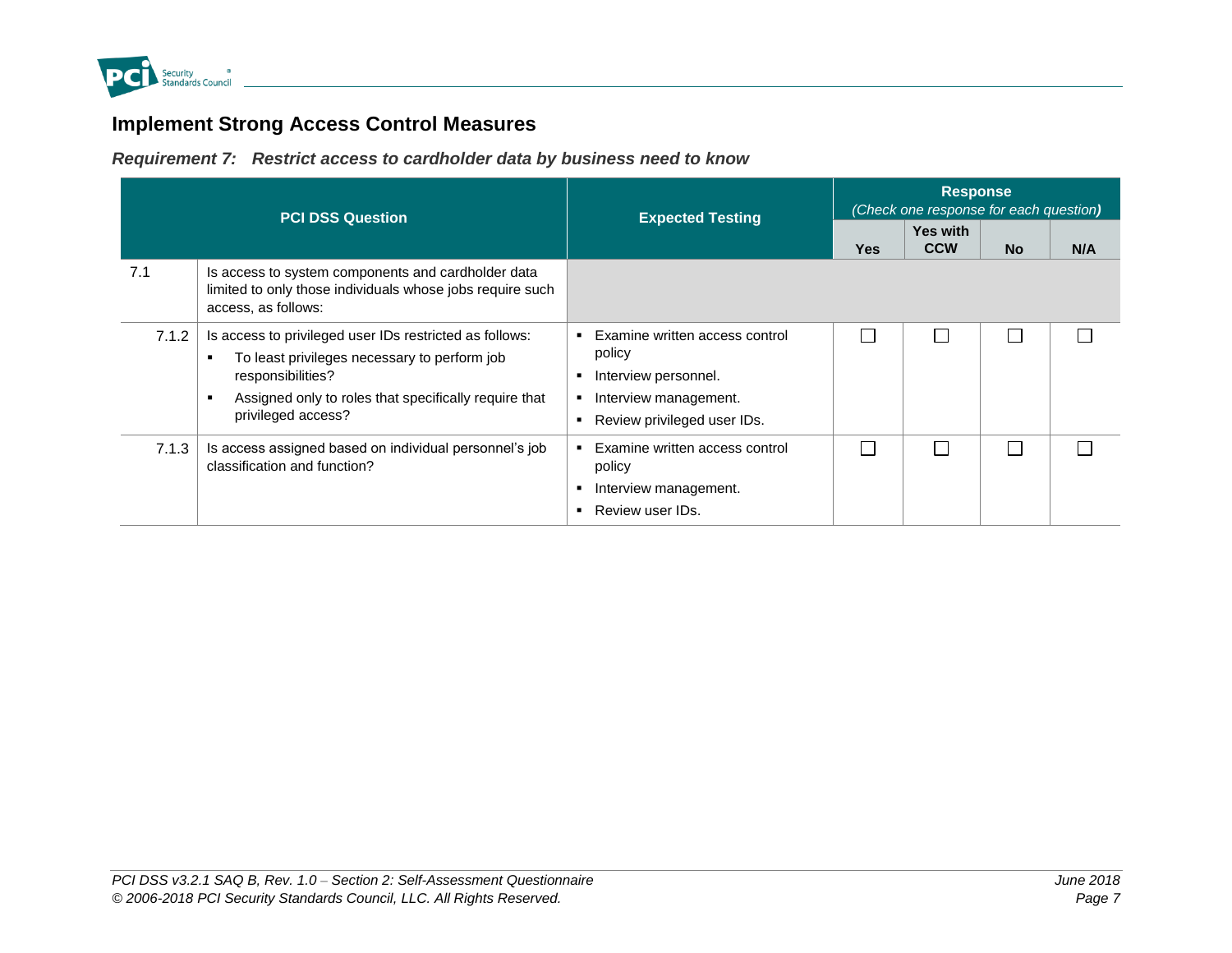## Implement Strong Access Control Measures

### *Requirement 7: Restrict access to cardholder data by business need to know*

| PCI DSS Question | | Expected Testing | Response *(Check one response for each question)* | | | |
|---|---|---|---|---|---|---|
| | | | Yes | Yes with CCW | No | N/A |
| 7.1 | Is access to system components and cardholder data limited to only those individuals whose jobs require such access, as follows: | | | | | |
| 7.1.2 | Is access to privileged user IDs restricted as follows:<br>▪ To least privileges necessary to perform job responsibilities?<br>▪ Assigned only to roles that specifically require that privileged access? | ▪ Examine written access control policy<br>▪ Interview personnel.<br>▪ Interview management.<br>▪ Review privileged user IDs. | ☐ | ☐ | ☐ | ☐ |
| 7.1.3 | Is access assigned based on individual personnel's job classification and function? | ▪ Examine written access control policy<br>▪ Interview management.<br>▪ Review user IDs. | ☐ | ☐ | ☐ | ☐ |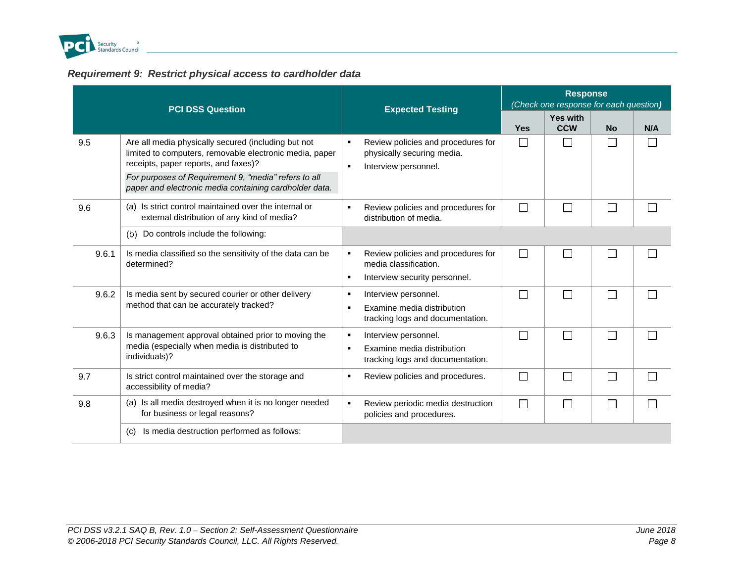### *Requirement 9: Restrict physical access to cardholder data*

| PCI DSS Question | | Expected Testing | Response (Check one response for each question) | | | |
|---|---|---|---|---|---|---|
| | | | Yes | Yes with CCW | No | N/A |
| 9.5 | Are all media physically secured (including but not limited to computers, removable electronic media, paper receipts, paper reports, and faxes)?<br>*For purposes of Requirement 9, "media" refers to all paper and electronic media containing cardholder data.* | ▪ Review policies and procedures for physically securing media.<br>▪ Interview personnel. | ☐ | ☐ | ☐ | ☐ |
| 9.6 | (a) Is strict control maintained over the internal or external distribution of any kind of media? | ▪ Review policies and procedures for distribution of media. | ☐ | ☐ | ☐ | ☐ |
| | (b) Do controls include the following: | | | | | |
| 9.6.1 | Is media classified so the sensitivity of the data can be determined? | ▪ Review policies and procedures for media classification.<br>▪ Interview security personnel. | ☐ | ☐ | ☐ | ☐ |
| 9.6.2 | Is media sent by secured courier or other delivery method that can be accurately tracked? | ▪ Interview personnel.<br>▪ Examine media distribution tracking logs and documentation. | ☐ | ☐ | ☐ | ☐ |
| 9.6.3 | Is management approval obtained prior to moving the media (especially when media is distributed to individuals)? | ▪ Interview personnel.<br>▪ Examine media distribution tracking logs and documentation. | ☐ | ☐ | ☐ | ☐ |
| 9.7 | Is strict control maintained over the storage and accessibility of media? | ▪ Review policies and procedures. | ☐ | ☐ | ☐ | ☐ |
| 9.8 | (a) Is all media destroyed when it is no longer needed for business or legal reasons? | ▪ Review periodic media destruction policies and procedures. | ☐ | ☐ | ☐ | ☐ |
| | (c) Is media destruction performed as follows: | | | | | |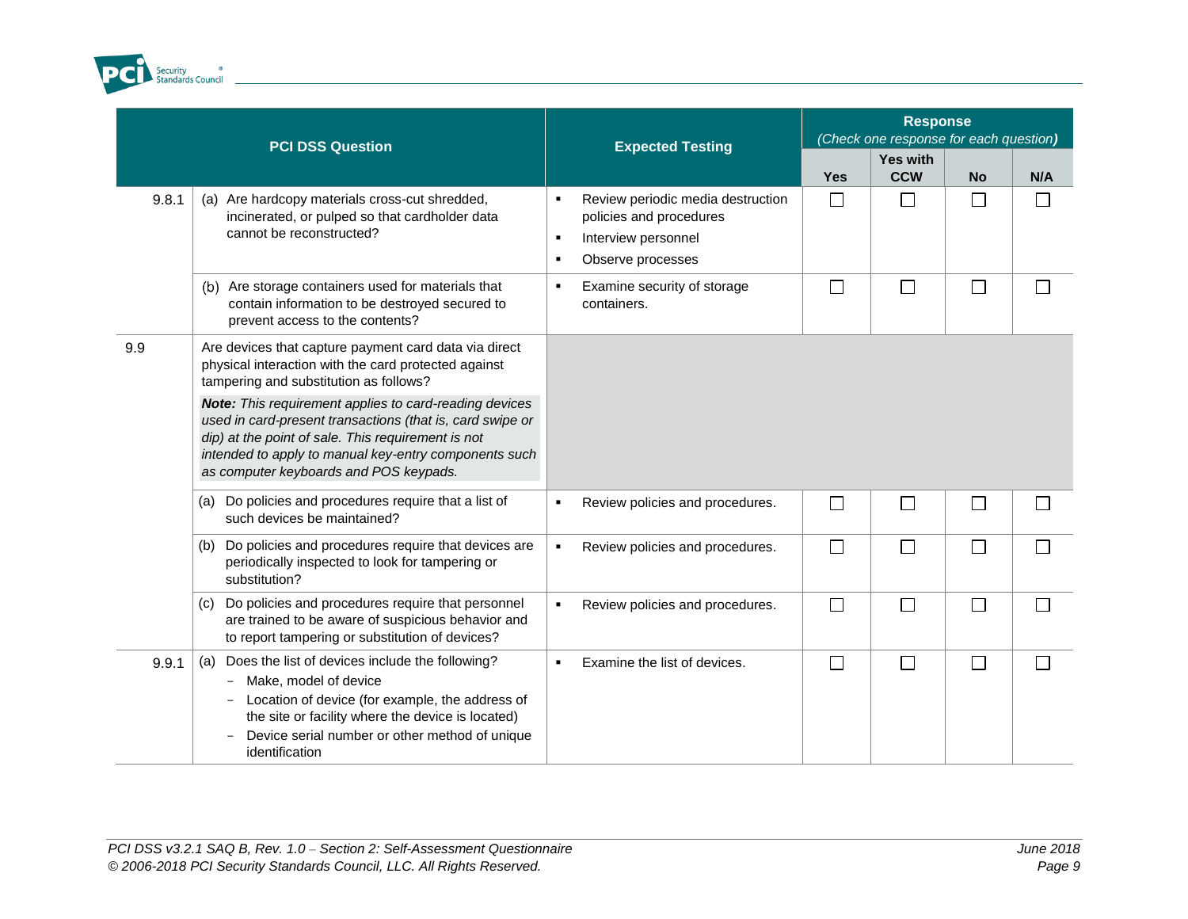| | PCI DSS Question | Expected Testing | Response (Check one response for each question) | | | |
|---|---|---|---|---|---|---|
| | | | Yes | Yes with CCW | No | N/A |
| 9.8.1 | (a) Are hardcopy materials cross-cut shredded, incinerated, or pulped so that cardholder data cannot be reconstructed? | ▪ Review periodic media destruction policies and procedures<br>▪ Interview personnel<br>▪ Observe processes | ☐ | ☐ | ☐ | ☐ |
| | (b) Are storage containers used for materials that contain information to be destroyed secured to prevent access to the contents? | ▪ Examine security of storage containers. | ☐ | ☐ | ☐ | ☐ |
| 9.9 | Are devices that capture payment card data via direct physical interaction with the card protected against tampering and substitution as follows?<br>***Note:*** *This requirement applies to card-reading devices used in card-present transactions (that is, card swipe or dip) at the point of sale. This requirement is not intended to apply to manual key-entry components such as computer keyboards and POS keypads.* | | | | | |
| | (a) Do policies and procedures require that a list of such devices be maintained? | ▪ Review policies and procedures. | ☐ | ☐ | ☐ | ☐ |
| | (b) Do policies and procedures require that devices are periodically inspected to look for tampering or substitution? | ▪ Review policies and procedures. | ☐ | ☐ | ☐ | ☐ |
| | (c) Do policies and procedures require that personnel are trained to be aware of suspicious behavior and to report tampering or substitution of devices? | ▪ Review policies and procedures. | ☐ | ☐ | ☐ | ☐ |
| 9.9.1 | (a) Does the list of devices include the following?<br>− Make, model of device<br>− Location of device (for example, the address of the site or facility where the device is located)<br>− Device serial number or other method of unique identification | ▪ Examine the list of devices. | ☐ | ☐ | ☐ | ☐ |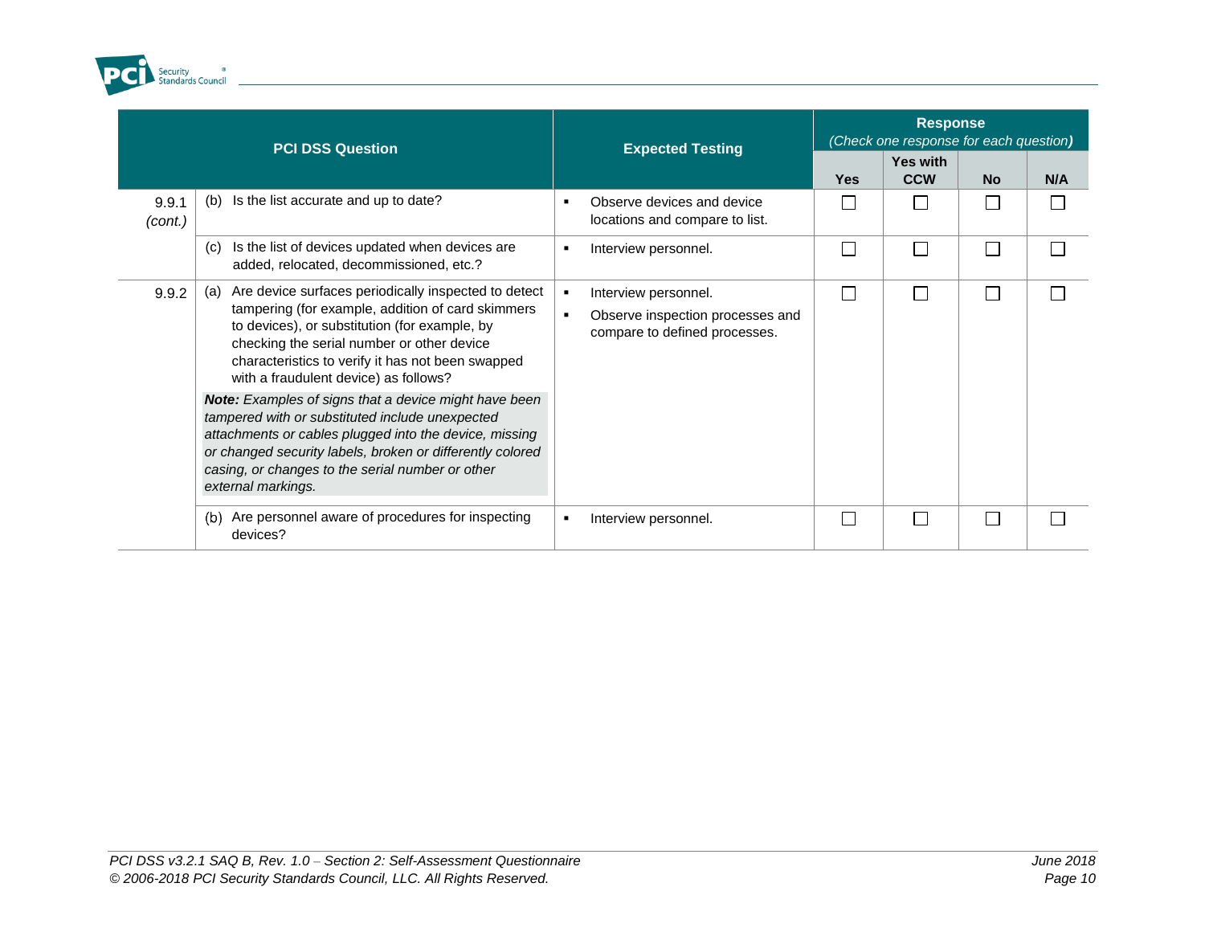| PCI DSS Question | | Expected Testing | Response (Check one response for each question) | | | |
|---|---|---|---|---|---|---|
| | | | Yes | Yes with CCW | No | N/A |
| 9.9.1 *(cont.)* | (b) Is the list accurate and up to date? | ▪ Observe devices and device locations and compare to list. | ☐ | ☐ | ☐ | ☐ |
| | (c) Is the list of devices updated when devices are added, relocated, decommissioned, etc.? | ▪ Interview personnel. | ☐ | ☐ | ☐ | ☐ |
| 9.9.2 | (a) Are device surfaces periodically inspected to detect tampering (for example, addition of card skimmers to devices), or substitution (for example, by checking the serial number or other device characteristics to verify it has not been swapped with a fraudulent device) as follows? ***Note:*** *Examples of signs that a device might have been tampered with or substituted include unexpected attachments or cables plugged into the device, missing or changed security labels, broken or differently colored casing, or changes to the serial number or other external markings.* | ▪ Interview personnel. ▪ Observe inspection processes and compare to defined processes. | ☐ | ☐ | ☐ | ☐ |
| | (b) Are personnel aware of procedures for inspecting devices? | ▪ Interview personnel. | ☐ | ☐ | ☐ | ☐ |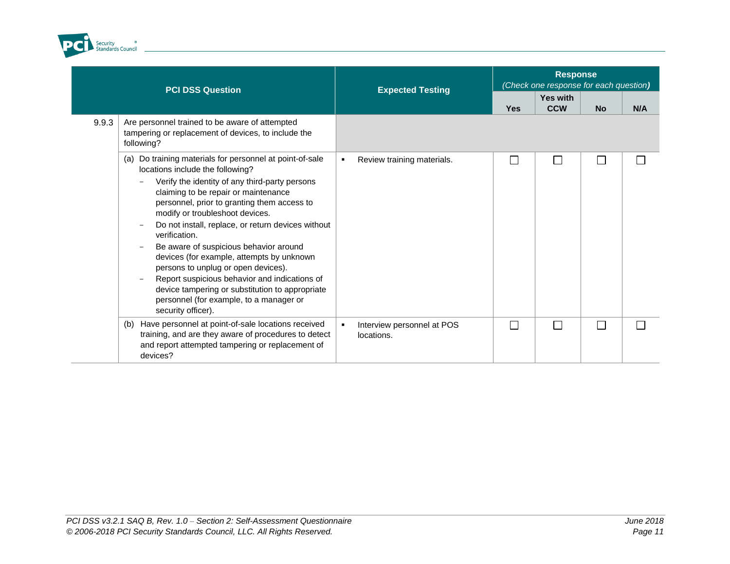| PCI DSS Question | | Expected Testing | Response (Check one response for each question) | | | |
|---|---|---|---|---|---|---|
| | | | Yes | Yes with CCW | No | N/A |
| 9.9.3 | Are personnel trained to be aware of attempted tampering or replacement of devices, to include the following? | | | | | |
| | (a) Do training materials for personnel at point-of-sale locations include the following?<br>– Verify the identity of any third-party persons claiming to be repair or maintenance personnel, prior to granting them access to modify or troubleshoot devices.<br>– Do not install, replace, or return devices without verification.<br>– Be aware of suspicious behavior around devices (for example, attempts by unknown persons to unplug or open devices).<br>– Report suspicious behavior and indications of device tampering or substitution to appropriate personnel (for example, to a manager or security officer). | ▪ Review training materials. | ☐ | ☐ | ☐ | ☐ |
| | (b) Have personnel at point-of-sale locations received training, and are they aware of procedures to detect and report attempted tampering or replacement of devices? | ▪ Interview personnel at POS locations. | ☐ | ☐ | ☐ | ☐ |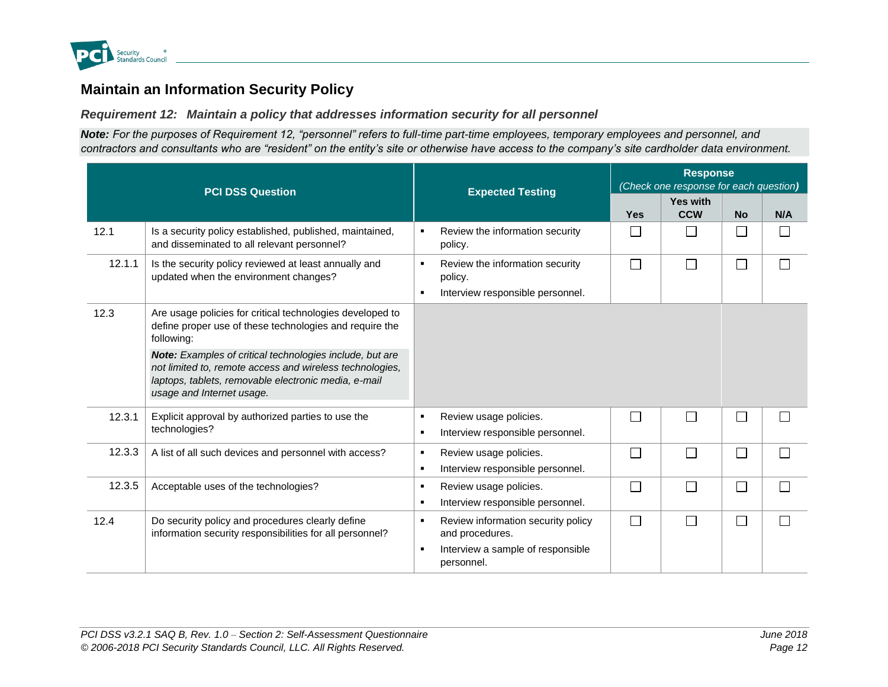## Maintain an Information Security Policy

### *Requirement 12: Maintain a policy that addresses information security for all personnel*

***Note:*** *For the purposes of Requirement 12, "personnel" refers to full-time part-time employees, temporary employees and personnel, and contractors and consultants who are "resident" on the entity's site or otherwise have access to the company's site cardholder data environment.*

| PCI DSS Question | | Expected Testing | Response *(Check one response for each question)* | | | |
|---|---|---|---|---|---|---|
| | | | **Yes** | **Yes with CCW** | **No** | **N/A** |
| 12.1 | Is a security policy established, published, maintained, and disseminated to all relevant personnel? | ▪ Review the information security policy. | ☐ | ☐ | ☐ | ☐ |
| 12.1.1 | Is the security policy reviewed at least annually and updated when the environment changes? | ▪ Review the information security policy.<br>▪ Interview responsible personnel. | ☐ | ☐ | ☐ | ☐ |
| 12.3 | Are usage policies for critical technologies developed to define proper use of these technologies and require the following:<br>***Note:*** *Examples of critical technologies include, but are not limited to, remote access and wireless technologies, laptops, tablets, removable electronic media, e-mail usage and Internet usage.* | | | | | |
| 12.3.1 | Explicit approval by authorized parties to use the technologies? | ▪ Review usage policies.<br>▪ Interview responsible personnel. | ☐ | ☐ | ☐ | ☐ |
| 12.3.3 | A list of all such devices and personnel with access? | ▪ Review usage policies.<br>▪ Interview responsible personnel. | ☐ | ☐ | ☐ | ☐ |
| 12.3.5 | Acceptable uses of the technologies? | ▪ Review usage policies.<br>▪ Interview responsible personnel. | ☐ | ☐ | ☐ | ☐ |
| 12.4 | Do security policy and procedures clearly define information security responsibilities for all personnel? | ▪ Review information security policy and procedures.<br>▪ Interview a sample of responsible personnel. | ☐ | ☐ | ☐ | ☐ |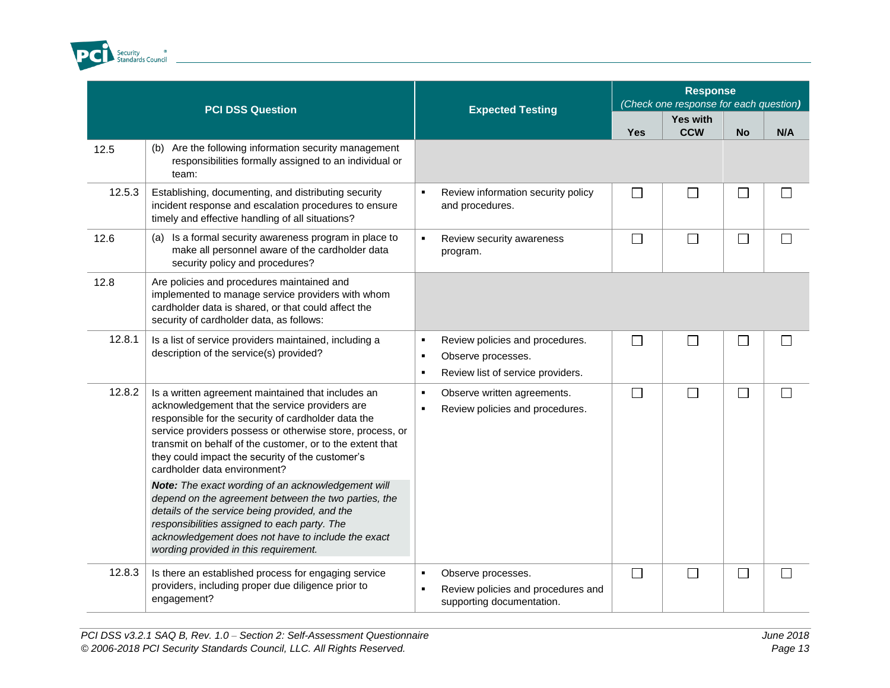| PCI DSS Question | | Expected Testing | Response (Check one response for each question) | | | |
|---|---|---|---|---|---|---|
| | | | Yes | Yes with CCW | No | N/A |
| 12.5 | (b) Are the following information security management responsibilities formally assigned to an individual or team: | | | | | |
| 12.5.3 | Establishing, documenting, and distributing security incident response and escalation procedures to ensure timely and effective handling of all situations? | ▪ Review information security policy and procedures. | ☐ | ☐ | ☐ | ☐ |
| 12.6 | (a) Is a formal security awareness program in place to make all personnel aware of the cardholder data security policy and procedures? | ▪ Review security awareness program. | ☐ | ☐ | ☐ | ☐ |
| 12.8 | Are policies and procedures maintained and implemented to manage service providers with whom cardholder data is shared, or that could affect the security of cardholder data, as follows: | | | | | |
| 12.8.1 | Is a list of service providers maintained, including a description of the service(s) provided? | ▪ Review policies and procedures.<br>▪ Observe processes.<br>▪ Review list of service providers. | ☐ | ☐ | ☐ | ☐ |
| 12.8.2 | Is a written agreement maintained that includes an acknowledgement that the service providers are responsible for the security of cardholder data the service providers possess or otherwise store, process, or transmit on behalf of the customer, or to the extent that they could impact the security of the customer's cardholder data environment?<br>***Note:*** *The exact wording of an acknowledgement will depend on the agreement between the two parties, the details of the service being provided, and the responsibilities assigned to each party. The acknowledgement does not have to include the exact wording provided in this requirement.* | ▪ Observe written agreements.<br>▪ Review policies and procedures. | ☐ | ☐ | ☐ | ☐ |
| 12.8.3 | Is there an established process for engaging service providers, including proper due diligence prior to engagement? | ▪ Observe processes.<br>▪ Review policies and procedures and supporting documentation. | ☐ | ☐ | ☐ | ☐ |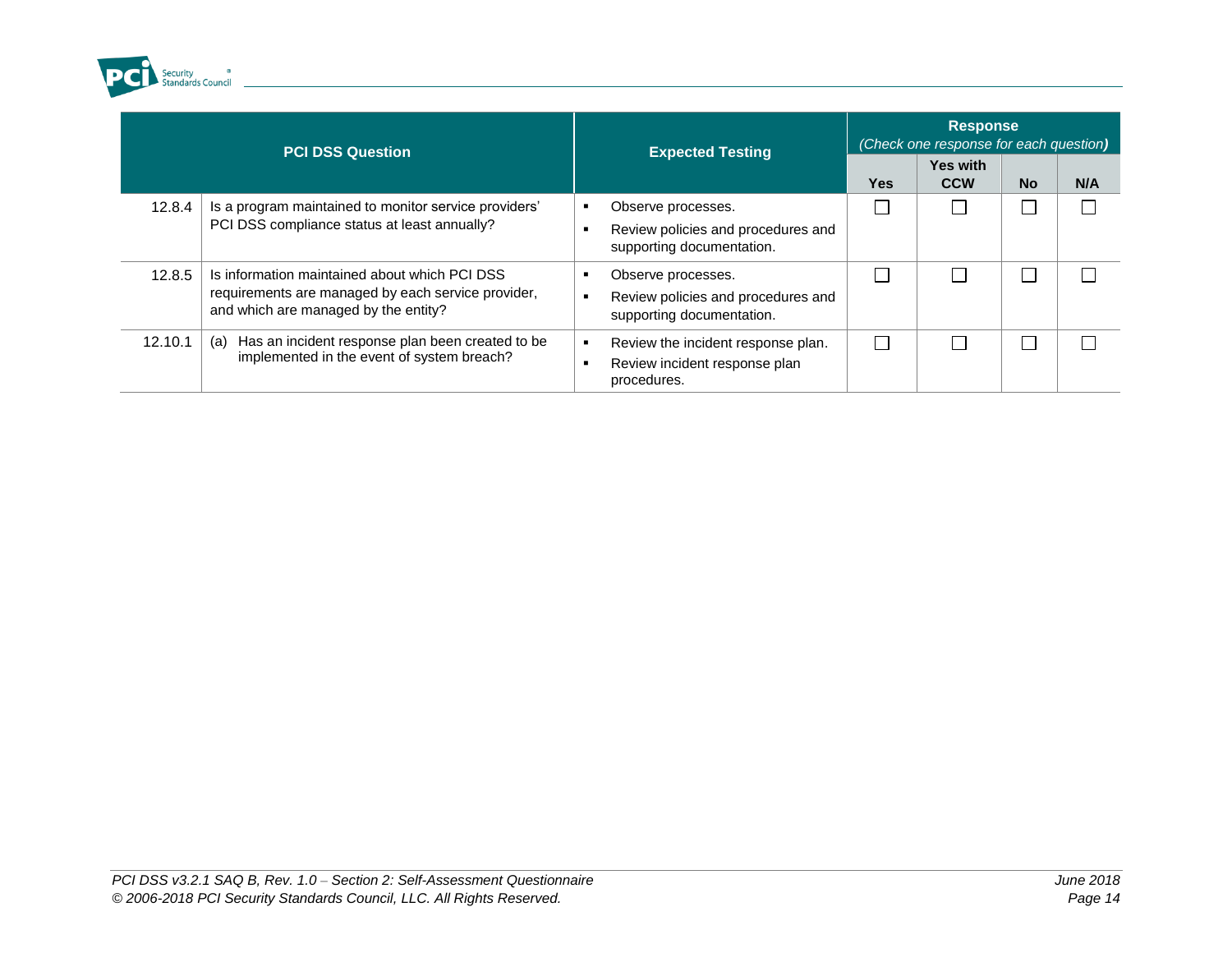| PCI DSS Question | | Expected Testing | Response *(Check one response for each question)* | | | |
|---|---|---|---|---|---|---|
| | | | **Yes** | **Yes with CCW** | **No** | **N/A** |
| 12.8.4 | Is a program maintained to monitor service providers' PCI DSS compliance status at least annually? | ▪ Observe processes.<br>▪ Review policies and procedures and supporting documentation. | ☐ | ☐ | ☐ | ☐ |
| 12.8.5 | Is information maintained about which PCI DSS requirements are managed by each service provider, and which are managed by the entity? | ▪ Observe processes.<br>▪ Review policies and procedures and supporting documentation. | ☐ | ☐ | ☐ | ☐ |
| 12.10.1 | (a) Has an incident response plan been created to be implemented in the event of system breach? | ▪ Review the incident response plan.<br>▪ Review incident response plan procedures. | ☐ | ☐ | ☐ | ☐ |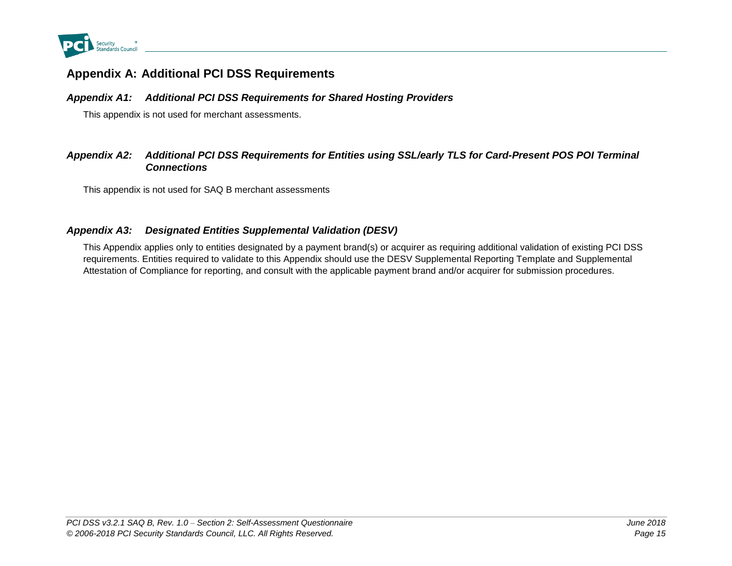## Appendix A: Additional PCI DSS Requirements

### *Appendix A1: Additional PCI DSS Requirements for Shared Hosting Providers*

This appendix is not used for merchant assessments.

### *Appendix A2: Additional PCI DSS Requirements for Entities using SSL/early TLS for Card-Present POS POI Terminal Connections*

This appendix is not used for SAQ B merchant assessments

### *Appendix A3: Designated Entities Supplemental Validation (DESV)*

This Appendix applies only to entities designated by a payment brand(s) or acquirer as requiring additional validation of existing PCI DSS requirements. Entities required to validate to this Appendix should use the DESV Supplemental Reporting Template and Supplemental Attestation of Compliance for reporting, and consult with the applicable payment brand and/or acquirer for submission procedures.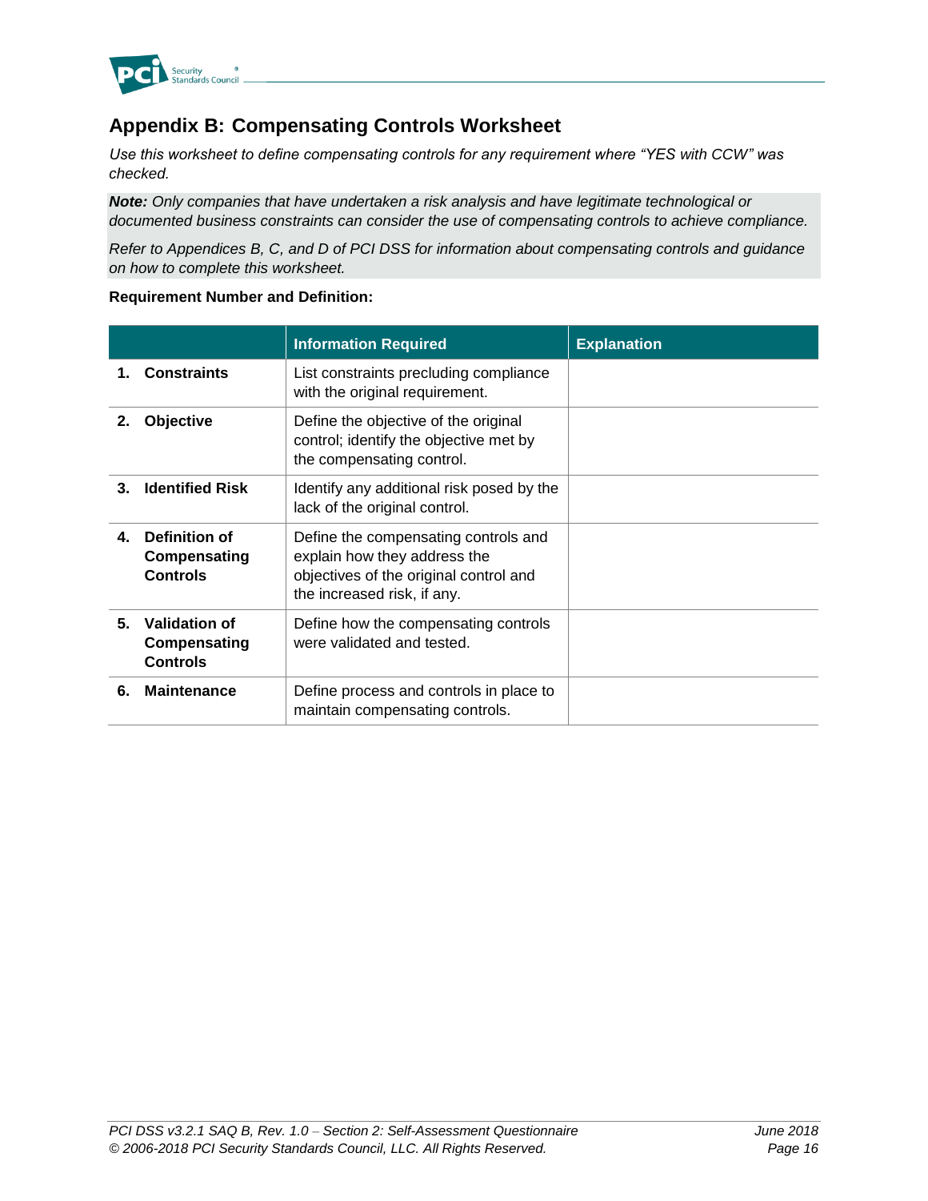## Appendix B: Compensating Controls Worksheet

*Use this worksheet to define compensating controls for any requirement where "YES with CCW" was checked.*

***Note:*** *Only companies that have undertaken a risk analysis and have legitimate technological or documented business constraints can consider the use of compensating controls to achieve compliance.*

*Refer to Appendices B, C, and D of PCI DSS for information about compensating controls and guidance on how to complete this worksheet.*

**Requirement Number and Definition:**

| | Information Required | Explanation |
|---|---|---|
| **1. Constraints** | List constraints precluding compliance with the original requirement. | |
| **2. Objective** | Define the objective of the original control; identify the objective met by the compensating control. | |
| **3. Identified Risk** | Identify any additional risk posed by the lack of the original control. | |
| **4. Definition of Compensating Controls** | Define the compensating controls and explain how they address the objectives of the original control and the increased risk, if any. | |
| **5. Validation of Compensating Controls** | Define how the compensating controls were validated and tested. | |
| **6. Maintenance** | Define process and controls in place to maintain compensating controls. | |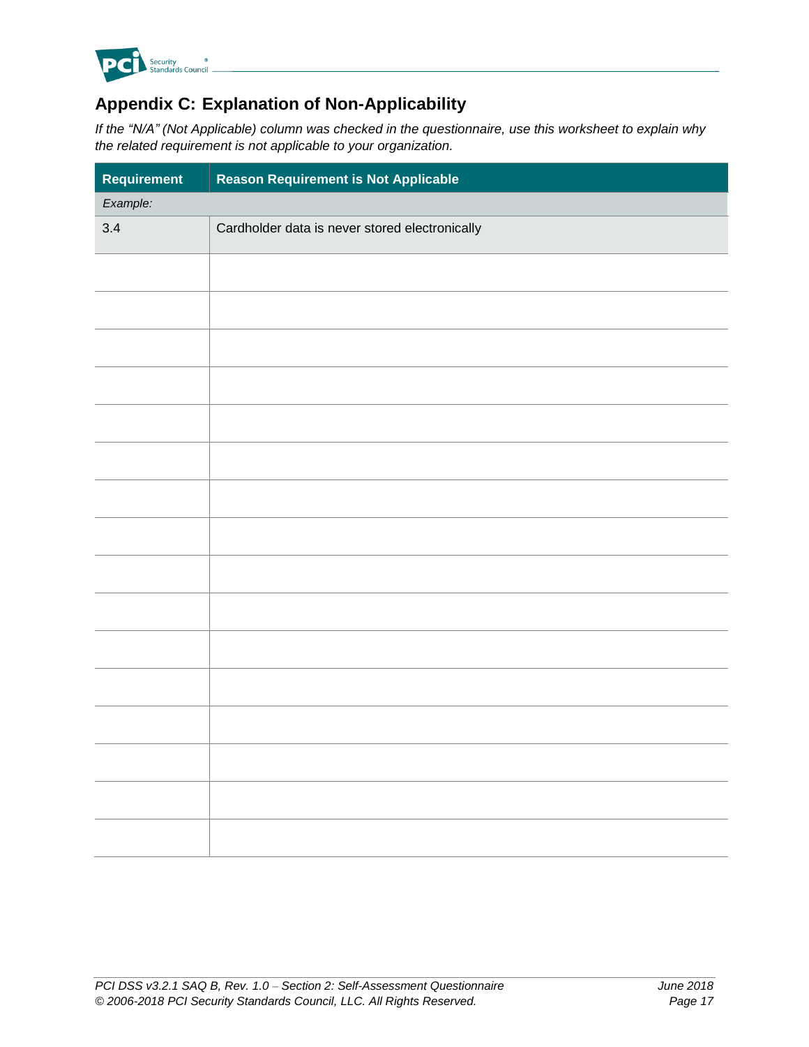## Appendix C: Explanation of Non-Applicability

*If the "N/A" (Not Applicable) column was checked in the questionnaire, use this worksheet to explain why the related requirement is not applicable to your organization.*

| Requirement | Reason Requirement is Not Applicable |
|---|---|
| *Example:* | |
| 3.4 | Cardholder data is never stored electronically |
| | |
| | |
| | |
| | |
| | |
| | |
| | |
| | |
| | |
| | |
| | |
| | |
| | |
| | |
| | |
| | |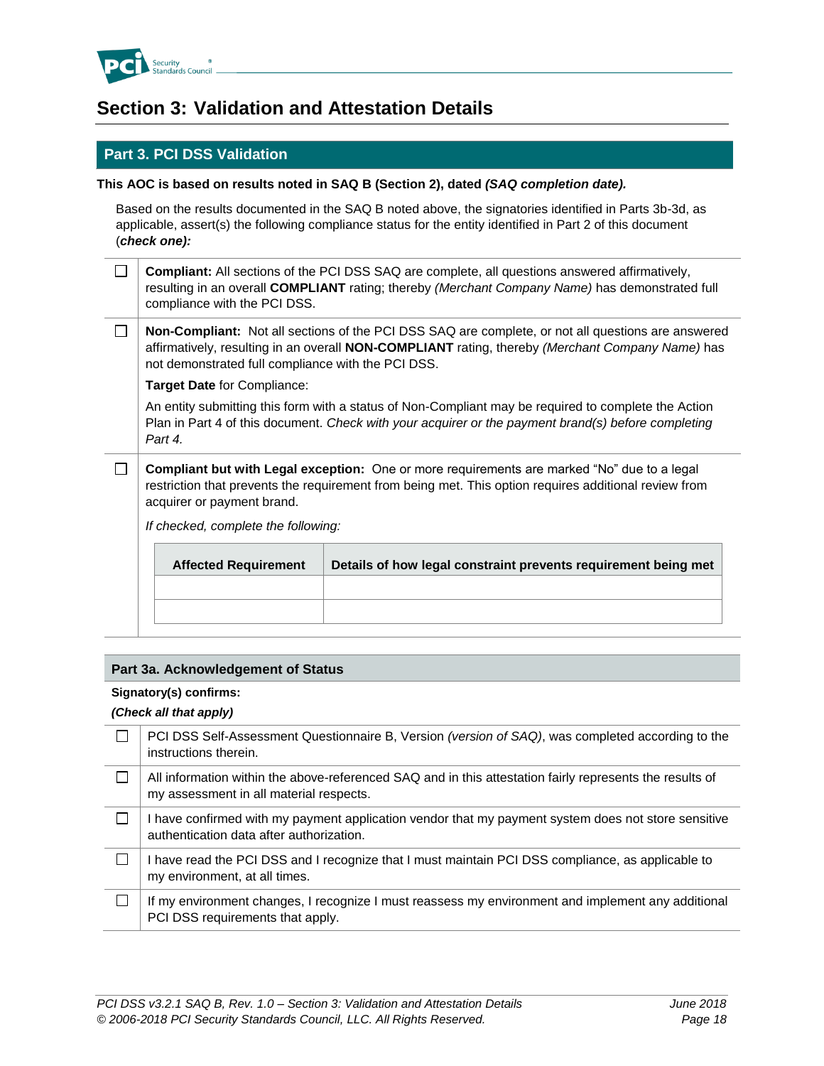# Section 3: Validation and Attestation Details

## Part 3. PCI DSS Validation

**This AOC is based on results noted in SAQ B (Section 2), dated *(SAQ completion date).***

Based on the results documented in the SAQ B noted above, the signatories identified in Parts 3b-3d, as applicable, assert(s) the following compliance status for the entity identified in Part 2 of this document (***check one):***

☐ **Compliant:** All sections of the PCI DSS SAQ are complete, all questions answered affirmatively, resulting in an overall **COMPLIANT** rating; thereby *(Merchant Company Name)* has demonstrated full compliance with the PCI DSS.

☐ **Non-Compliant:** Not all sections of the PCI DSS SAQ are complete, or not all questions are answered affirmatively, resulting in an overall **NON-COMPLIANT** rating, thereby *(Merchant Company Name)* has not demonstrated full compliance with the PCI DSS.

**Target Date** for Compliance:

An entity submitting this form with a status of Non-Compliant may be required to complete the Action Plan in Part 4 of this document. *Check with your acquirer or the payment brand(s) before completing Part 4.*

☐ **Compliant but with Legal exception:** One or more requirements are marked "No" due to a legal restriction that prevents the requirement from being met. This option requires additional review from acquirer or payment brand.

*If checked, complete the following:*

| Affected Requirement | Details of how legal constraint prevents requirement being met |
|---|---|
| | |
| | |

### Part 3a. Acknowledgement of Status

**Signatory(s) confirms:**

***(Check all that apply)***

| | |
|---|---|
| ☐ | PCI DSS Self-Assessment Questionnaire B, Version *(version of SAQ)*, was completed according to the instructions therein. |
| ☐ | All information within the above-referenced SAQ and in this attestation fairly represents the results of my assessment in all material respects. |
| ☐ | I have confirmed with my payment application vendor that my payment system does not store sensitive authentication data after authorization. |
| ☐ | I have read the PCI DSS and I recognize that I must maintain PCI DSS compliance, as applicable to my environment, at all times. |
| ☐ | If my environment changes, I recognize I must reassess my environment and implement any additional PCI DSS requirements that apply. |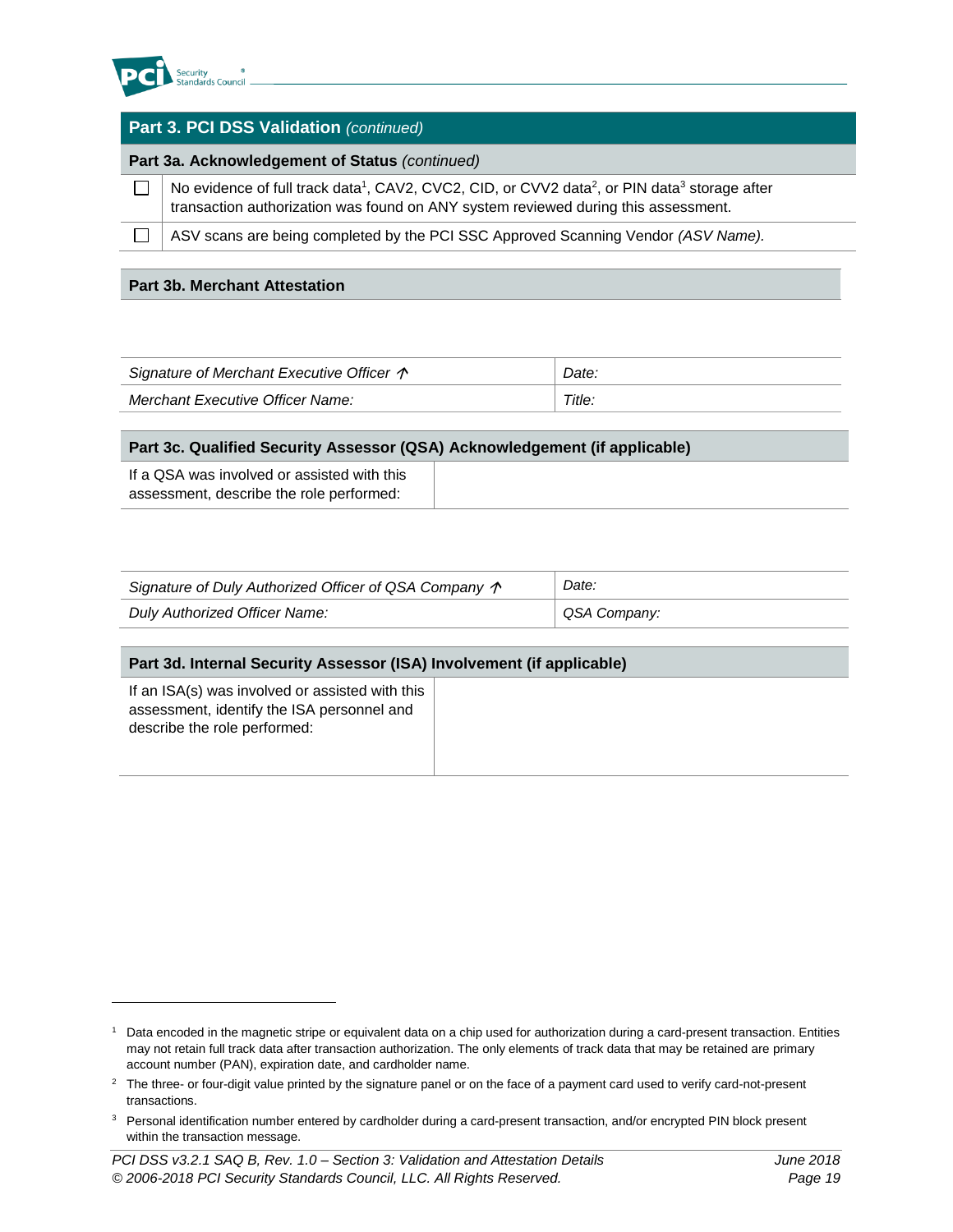## Part 3. PCI DSS Validation *(continued)*

### Part 3a. Acknowledgement of Status *(continued)*

| | |
|---|---|
| ☐ | No evidence of full track data[1], CAV2, CVC2, CID, or CVV2 data[2], or PIN data[3] storage after transaction authorization was found on ANY system reviewed during this assessment. |
| ☐ | ASV scans are being completed by the PCI SSC Approved Scanning Vendor *(ASV Name).* |

### Part 3b. Merchant Attestation

| | |
|---|---|
| *Signature of Merchant Executive Officer ↑* | *Date:* |
| *Merchant Executive Officer Name:* | *Title:* |

### Part 3c. Qualified Security Assessor (QSA) Acknowledgement (if applicable)

| | |
|---|---|
| If a QSA was involved or assisted with this assessment, describe the role performed: | |

| | |
|---|---|
| *Signature of Duly Authorized Officer of QSA Company ↑* | *Date:* |
| *Duly Authorized Officer Name:* | *QSA Company:* |

### Part 3d. Internal Security Assessor (ISA) Involvement (if applicable)

| | |
|---|---|
| If an ISA(s) was involved or assisted with this assessment, identify the ISA personnel and describe the role performed: | |

---

[1] Data encoded in the magnetic stripe or equivalent data on a chip used for authorization during a card-present transaction. Entities may not retain full track data after transaction authorization. The only elements of track data that may be retained are primary account number (PAN), expiration date, and cardholder name.

[2] The three- or four-digit value printed by the signature panel or on the face of a payment card used to verify card-not-present transactions.

[3] Personal identification number entered by cardholder during a card-present transaction, and/or encrypted PIN block present within the transaction message.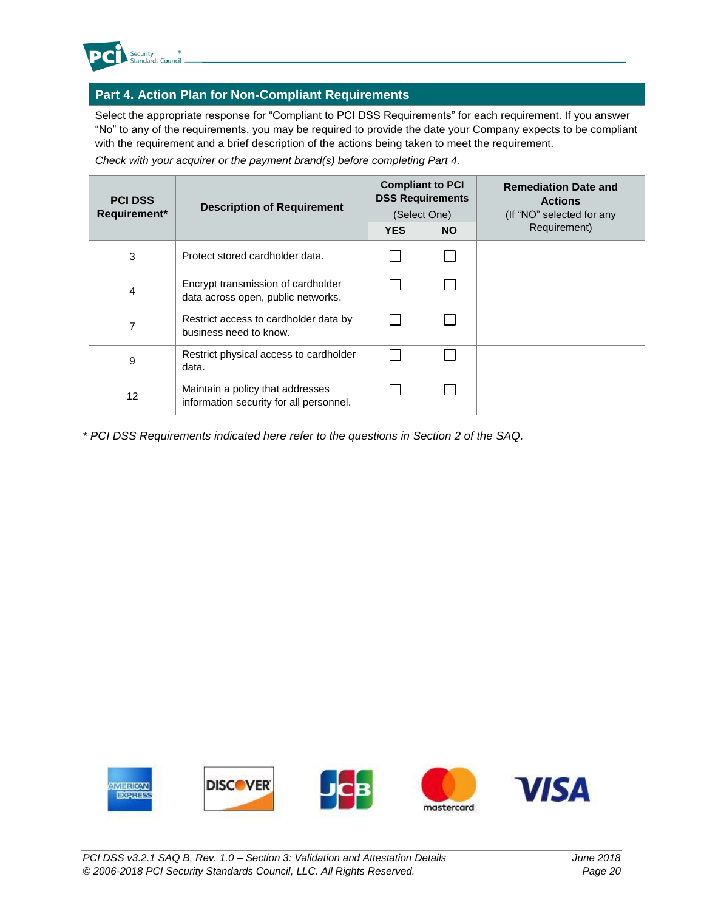## Part 4. Action Plan for Non-Compliant Requirements

Select the appropriate response for “Compliant to PCI DSS Requirements” for each requirement. If you answer “No” to any of the requirements, you may be required to provide the date your Company expects to be compliant with the requirement and a brief description of the actions being taken to meet the requirement.

*Check with your acquirer or the payment brand(s) before completing Part 4.*

| PCI DSS Requirement* | Description of Requirement | Compliant to PCI DSS Requirements (Select One) | | Remediation Date and Actions (If “NO” selected for any Requirement) |
|---|---|---|---|---|
| | | YES | NO | |
| 3 | Protect stored cardholder data. | ☐ | ☐ | |
| 4 | Encrypt transmission of cardholder data across open, public networks. | ☐ | ☐ | |
| 7 | Restrict access to cardholder data by business need to know. | ☐ | ☐ | |
| 9 | Restrict physical access to cardholder data. | ☐ | ☐ | |
| 12 | Maintain a policy that addresses information security for all personnel. | ☐ | ☐ | |

*\* PCI DSS Requirements indicated here refer to the questions in Section 2 of the SAQ.*